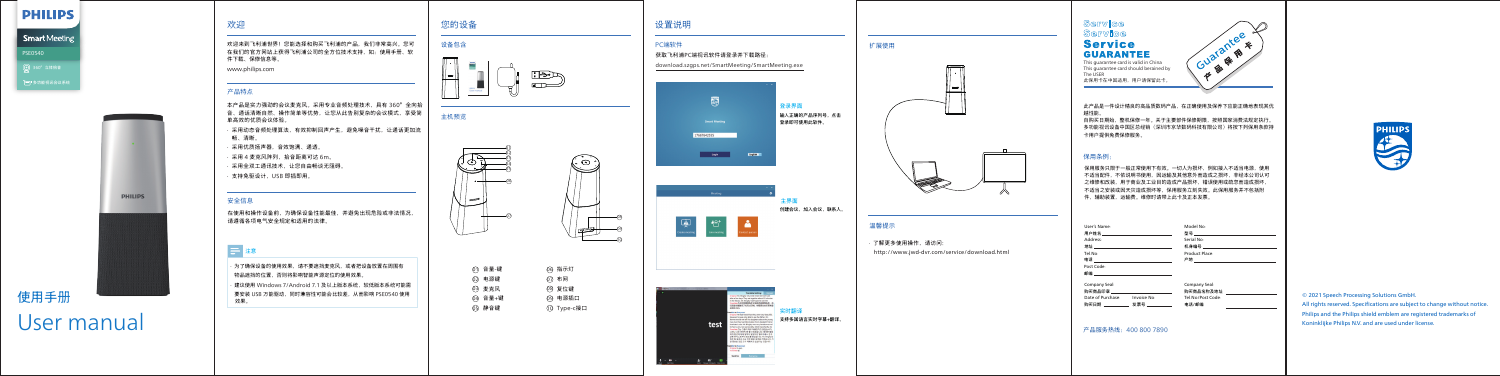PHILIPS

SmartMeeting

PSE0540

360° 全向拾音

专用降噪语音处理器

使用手册

User manual

## 欢迎

欢迎来到飞利浦世界！您能选择和购买飞利浦的产品，我们非常荣兴。您可在我们的官方网站上获得飞利浦公司的全方位技术支持，如：使用手册、软件下载、保修信息等。

www.philips.com

## 产品特点

本产品是由专业的会议麦克风，采用专业降噪处理技术，具有 360° 全向拾音、语音清晰自然、操作简单等优势，让您从此告别复杂的会议模式，享受简单高效的优质会议体验。

- 采用动态音频处理算法，有效抑制回声干扰，避免啸音干扰，让通话更加自然、清晰。
- 采用优质扬声器，音质饱满、通透。
- 采用 4 麦克风阵列，拾音距离可达 6m。
- 采用全双工通话技术，让您自由畅谈无阻碍。
- 支持免驱设计，USB 即插即用。

## 安全信息

在使用和操作设备时，为确保设备性能最佳，并避免出现危险或非法情况，请遵循各项电气安全规定和适用的法律。

**注意**

为了确保设备的使用效果，请不要遮挡麦克风，或者把设备放置在周围有明显遮挡的位置，否则将影响声音声源定位的使用效果。

建议使用 Windows 7/Android 7.1 及以上版本系统，较低版本系统可能需要安装 USB 万能驱动，同时兼容性可能会比较差，从而影响 PSE0540 使用效果。

## 您的设备

### 设备包含

### 主机概览

| | | | |
|---|---|---|---|
| ① | 音量-键 | ⑥ | 指示灯 |
| ② | 电源键 | ⑦ | 喇叭 |
| ③ | 麦克风 | ⑧ | 复位键 |
| ④ | 音量+键 | ⑨ | 电源插口 |
| ⑤ | 静音键 | ⑩ | Type-c接口 |

## 设置说明

### PC端软件

获取飞利浦PC端智能会议软件请登录并下载路径：

download.szgps.net/SmartMeeting/SmartMeeting.exe

**登录界面**

输入正确的产品序列号，点击登录即可使用此软件。

**主界面**

创建会议、加入会议、联系人。

**实时翻译**

支持多国语言实时字幕+翻译。

### 扩展使用

### 温馨提示

了解更多使用操作，请访问：

http://www.jwd-dsr.com/service/download.html

# Service GUARANTEE

This guarantee card is valid in China

This guarantee card should beraind by The USER

此保用卡在中国适用，用户请保留此卡。

Guarantee 产品保用卡

此产品是一件设计精良的高品质数码产品，在正确使用及保养下目前正确使用在其优越性能。

自购买日期起，整机保修一年，关于主要部件保修期限，依照国家消费法规定执行。多可凭保证书向中国区总经销（深圳市京华数码科技有限公司）特批下列保用条款得卡得产品保养免费保修服务。

### 保用条例：

保用服务只限于一般正常使用下有效，一切人为损坏，例如接入不适当电源，使用不适当配件，不依说明书使用，因运输及其他意外而造成之损坏，非经本公司认可之维修和改装，粗于雷击及工业仲裁而造成产品损坏，错误使用或使用者指示使用条件。不适当之安装或因天灾造成损坏等，保用服务立即失效，此保用服务并不包括附件，辅助装置，说明书，维修时请带上此卡及正本发票。

| | |
|---|---|
| User's Name 用户姓名 | Model No. 型号 |
| Address 地址 | Serial No. 机身编号 |
| Tel No 电话 | Product Place 产地 |
| Post Code 邮编 | |
| Company Seal 购买商店印章 | Company Seal 购买商店名称及地址 |
| Date of Purchase 购买日期 / Invoice No 发票号 | Tel No/Post Code 电话/邮编 |

产品服务热线：400 800 7890

PHILIPS

© 2021 Speech Processing Solutions GmbH.

All rights reserved. Specifications are subject to change without notice.

Philips and the Philips shield emblem are registered trademarks of Koninklijke Philips N.V. and are used under license.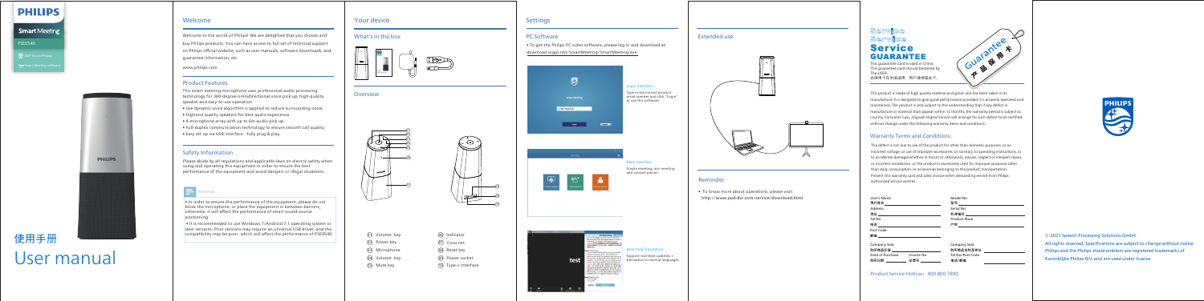# PHILIPS

**SmartMeeting**

PSE0540

360° Sound Pickup

Smart Meeting software

PHILIPS

# 使用手册
# User manual

## Welcome

Welcome to the world of Philips! We are delighted that you choose and buy Philips products. You can have access to full set of technical support on Philips official website, such as user manuals, software downloads, and guarantee information, etc.

www.philips.com

## Product Features

This smart meeting microphone uses professional audio processing technology for 360-degree omnidirectional voice pick-up, high-quality speaker and easy-to-use operation.

- Use dynamic voice algorithm is applied to reduce surrounding noise.
- Highend quality speakers for best audio experience.
- 4-microphone array with up to 6m audio pick up.
- Full-duplex communication technology to ensure smooth call quality.
- Easy set up via USB interface - fully plug & play.

## Safety Information

Please abide by all regulations and applicable laws on electric safety when using and operating this equipment in order to ensure the best performance of the equipment and avoid dangers or illegal situations.

Attention

- In order to ensure the performance of the equipment, please do not block the microphone, or place the equipment in between barriers; otherwise, it will affect the performance of smart sound source positioning.
- It is recommended to use Windows 7/Android 7.1 operating system or later versions. Prior versions may require an universal USB driver, and the compatibility may be poor, which will affect the performance of PSE0540.

## Your device

### What's in the box

### Overview

| | |
|---|---|
| (1) Volume+ key | (6) Indicator |
| (2) Power key | (7) Cross net |
| (3) Microphone | (8) Reset key |
| (4) Volume- key | (9) Power socket |
| (5) Mute key | (10) Type-c interface |

## Settings

### PC Software

- To get the Philips PC video software, please log in and download at: download.szgps.net/SmartMeeting/SmartMeeting.exe

**Login Interface**

Type in the correct product serial number and click "Login" to use this software.

**Main Interface**

Create meeting, join meeting and contact person.

**Real-time Translation**

Support real-time subtitles + translation in several languages.

## Extended use

## Reminder

- To know more about operations, please visit: http://www.jwd-dsr.com/service/download.html

# Service GUARANTEE

Guarantee 产品保修卡

This guarantee card is valid in China
This guarantee card should be retained by The USER.
此保修卡在中国适用，用户请保留此卡。

This product is made of high quality materials and great care has been taken in its manufacture. It is designed to give good performance provided it is properly operated and maintained. The product is sold subject to the understanding that if any defect in manufacture or material shall appear within 12 months, the warranty period is subject to country Consumer Law, Jingwah Digital Service will arrange for such defect to be rectified without change under the following warranty items and conditions.

## Warranty Terms and Conditions:

The defect is not due to use of the product for other than domestic purposes, or an incorrect voltage, or use of improper accessories, or contrary to operating instructions, or to accidental damage(whether in transit or otherwise), misuse, neglect or inexpect repair, or incorrect installation, or the product is excessively used for improper purposes other than daily consumption, or accessories belonging to the product, transportation. Present this warranty card and sales invoice when demanding service from Philips authorized service centres.

| | |
|---|---|
| User's Name 用户姓名 | Model No 型号 |
| Address 地址 | Serial No 机身编号 |
| Tel No 电话 | Product Place 产地 |
| Post Code 邮编 | |
| Company Seal 购买商店印章 | Company Seal 购买商店地址及电话 |
| Date of Purchase 购买日期 / Invoice No 发票号 | Tel No/Post Code 电话/邮编 |

Product Service Hotline：400 800 7890

PHILIPS

© 2021 Speech Processing Solutions GmbH.
All rights reserved. Specifications are subject to change without notice.
Philips and the Philips shield emblem are registered trademarks of Koninklijke Philips N.V. and are used under license.